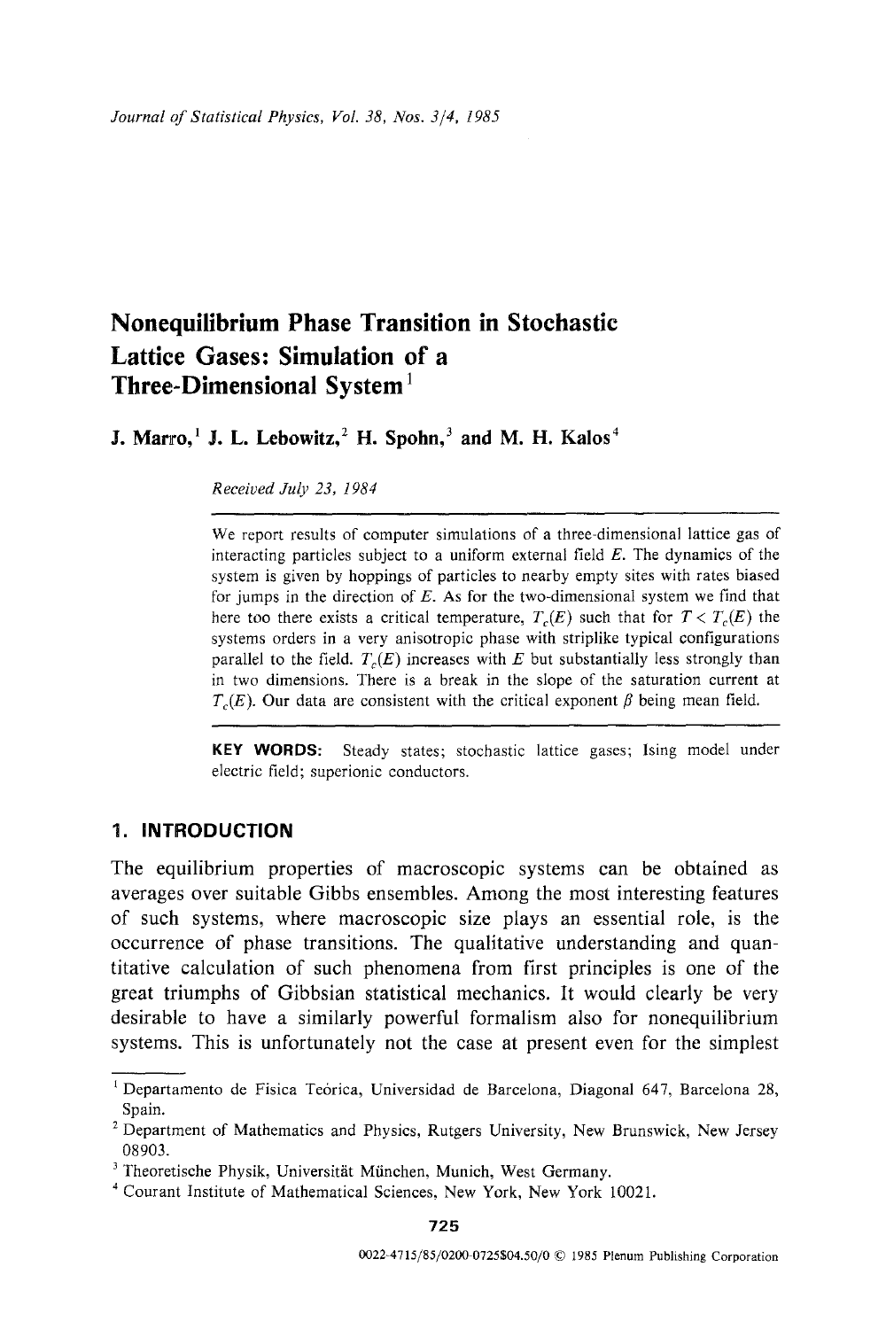# Nonequilibrium Phase Transition in Stochastic Lattice Gases: Simulation of a Three-Dimensional System[1]

**J. Marro,[1] J. L. Lebowitz,[2] H. Spohn,[3] and M. H. Kalos[4]**

*Received July 23, 1984*

We report results of computer simulations of a three-dimensional lattice gas of interacting particles subject to a uniform external field $E$. The dynamics of the system is given by hoppings of particles to nearby empty sites with rates biased for jumps in the direction of $E$. As for the two-dimensional system we find that here too there exists a critical temperature, $T_c(E)$ such that for $T < T_c(E)$ the systems orders in a very anisotropic phase with striplike typical configurations parallel to the field. $T_c(E)$ increases with $E$ but substantially less strongly than in two dimensions. There is a break in the slope of the saturation current at $T_c(E)$. Our data are consistent with the critical exponent $\beta$ being mean field.

**KEY WORDS:** Steady states; stochastic lattice gases; Ising model under electric field; superionic conductors.

## 1. INTRODUCTION

The equilibrium properties of macroscopic systems can be obtained as averages over suitable Gibbs ensembles. Among the most interesting features of such systems, where macroscopic size plays an essential role, is the occurrence of phase transitions. The qualitative understanding and quantitative calculation of such phenomena from first principles is one of the great triumphs of Gibbsian statistical mechanics. It would clearly be very desirable to have a similarly powerful formalism also for nonequilibrium systems. This is unfortunately not the case at present even for the simplest

---

[1] Departamento de Fisica Teórica, Universidad de Barcelona, Diagonal 647, Barcelona 28, Spain.

[2] Department of Mathematics and Physics, Rutgers University, New Brunswick, New Jersey 08903.

[3] Theoretische Physik, Universität München, Munich, West Germany.

[4] Courant Institute of Mathematical Sciences, New York, New York 10021.

0022-4715/85/0200-0725$04.50/0 © 1985 Plenum Publishing Corporation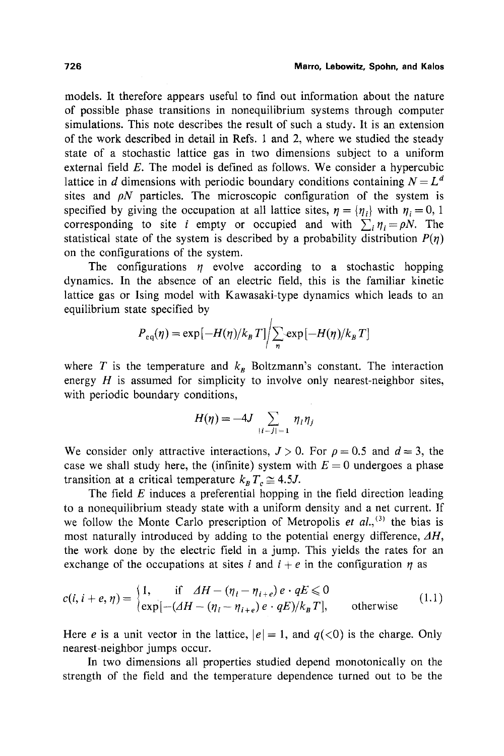models. It therefore appears useful to find out information about the nature of possible phase transitions in nonequilibrium systems through computer simulations. This note describes the result of such a study. It is an extension of the work described in detail in Refs. 1 and 2, where we studied the steady state of a stochastic lattice gas in two dimensions subject to a uniform external field $E$. The model is defined as follows. We consider a hypercubic lattice in $d$ dimensions with periodic boundary conditions containing $N = L^d$ sites and $\rho N$ particles. The microscopic configuration of the system is specified by giving the occupation at all lattice sites, $\eta = \{\eta_i\}$ with $\eta_i = 0, 1$ corresponding to site $i$ empty or occupied and with $\sum_i \eta_i = \rho N$. The statistical state of the system is described by a probability distribution $P(\eta)$ on the configurations of the system.

The configurations $\eta$ evolve according to a stochastic hopping dynamics. In the absence of an electric field, this is the familiar kinetic lattice gas or Ising model with Kawasaki-type dynamics which leads to an equilibrium state specified by

$$P_{\text{eq}}(\eta) = \exp[-H(\eta)/k_B T] \Big/ \sum_{\eta} \exp[-H(\eta)/k_B T]$$

where $T$ is the temperature and $k_B$ Boltzmann's constant. The interaction energy $H$ is assumed for simplicity to involve only nearest-neighbor sites, with periodic boundary conditions,

$$H(\eta) = -4J \sum_{|i-j|=1} \eta_i \eta_j$$

We consider only attractive interactions, $J > 0$. For $\rho = 0.5$ and $d = 3$, the case we shall study here, the (infinite) system with $E = 0$ undergoes a phase transition at a critical temperature $k_B T_c \cong 4.5J$.

The field $E$ induces a preferential hopping in the field direction leading to a nonequilibrium steady state with a uniform density and a net current. If we follow the Monte Carlo prescription of Metropolis *et al.*,[3] the bias is most naturally introduced by adding to the potential energy difference, $\Delta H$, the work done by the electric field in a jump. This yields the rates for an exchange of the occupations at sites $i$ and $i + e$ in the configuration $\eta$ as

$$c(i, i+e, \eta) = \begin{cases} 1, & \text{if } \Delta H - (\eta_i - \eta_{i+e})\, e \cdot qE \leqslant 0 \\ \exp[-(\Delta H - (\eta_i - \eta_{i+e})\, e \cdot qE)/k_B T], & \text{otherwise} \end{cases} \tag{1.1}$$

Here $e$ is a unit vector in the lattice, $|e| = 1$, and $q(<0)$ is the charge. Only nearest-neighbor jumps occur.

In two dimensions all properties studied depend monotonically on the strength of the field and the temperature dependence turned out to be the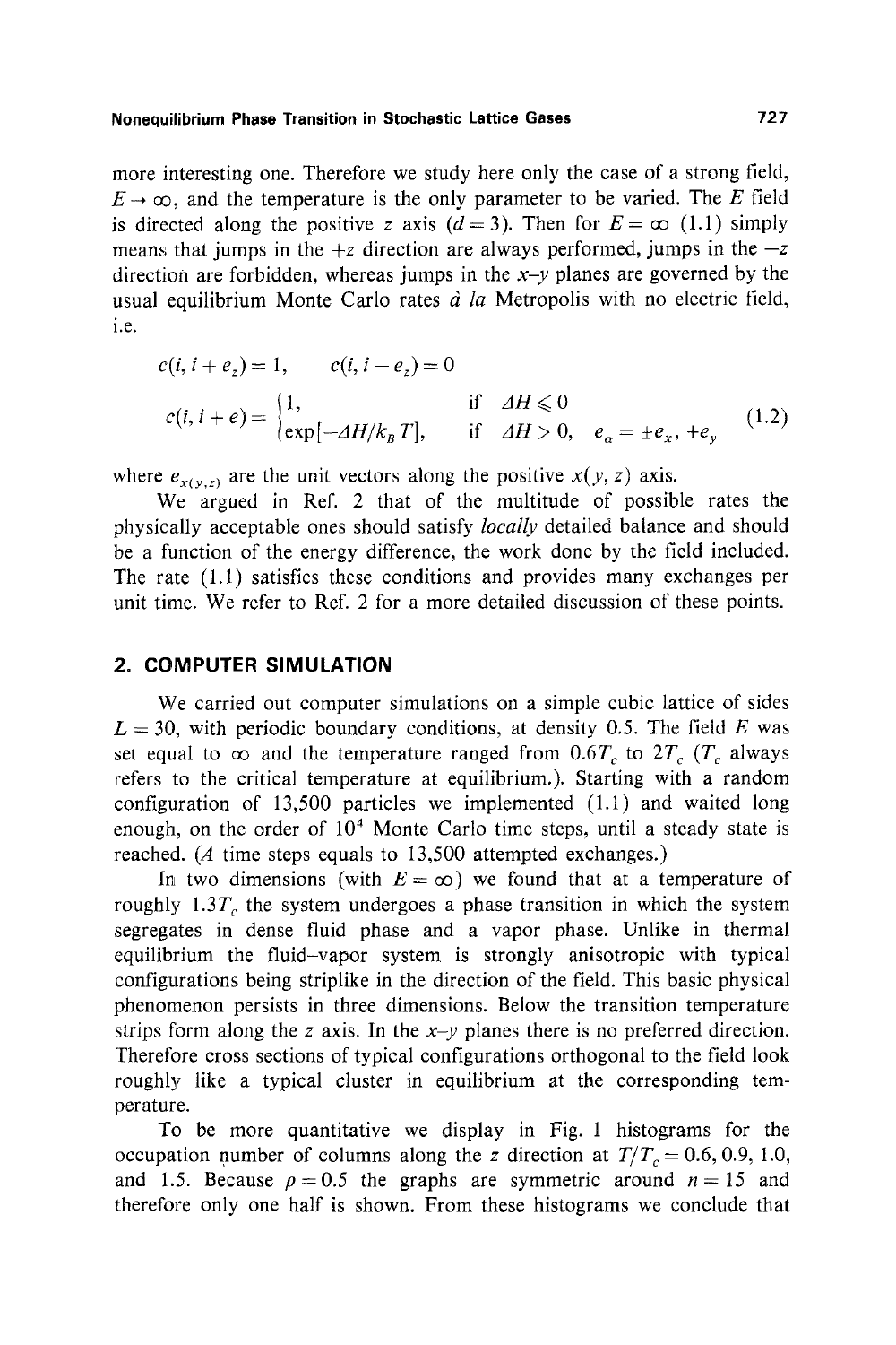more interesting one. Therefore we study here only the case of a strong field, $E \to \infty$, and the temperature is the only parameter to be varied. The $E$ field is directed along the positive $z$ axis ($d = 3$). Then for $E = \infty$ (1.1) simply means that jumps in the $+z$ direction are always performed, jumps in the $-z$ direction are forbidden, whereas jumps in the $x$–$y$ planes are governed by the usual equilibrium Monte Carlo rates *à la* Metropolis with no electric field, i.e.

$$
\begin{aligned}
&c(i, i + e_z) = 1, \qquad c(i, i - e_z) = 0 \\
&c(i, i + e) = \begin{cases} 1, & \text{if } \Delta H \leqslant 0 \\ \exp[-\Delta H/k_B T], & \text{if } \Delta H > 0, \quad e_\alpha = \pm e_x, \pm e_y \end{cases}
\end{aligned}
\tag{1.2}
$$

where $e_{x(y,z)}$ are the unit vectors along the positive $x(y, z)$ axis.

We argued in Ref. 2 that of the multitude of possible rates the physically acceptable ones should satisfy *locally* detailed balance and should be a function of the energy difference, the work done by the field included. The rate (1.1) satisfies these conditions and provides many exchanges per unit time. We refer to Ref. 2 for a more detailed discussion of these points.

## 2. COMPUTER SIMULATION

We carried out computer simulations on a simple cubic lattice of sides $L = 30$, with periodic boundary conditions, at density 0.5. The field $E$ was set equal to $\infty$ and the temperature ranged from $0.6T_c$ to $2T_c$ ($T_c$ always refers to the critical temperature at equilibrium.). Starting with a random configuration of 13,500 particles we implemented (1.1) and waited long enough, on the order of $10^4$ Monte Carlo time steps, until a steady state is reached. (*A* time steps equals to 13,500 attempted exchanges.)

In two dimensions (with $E = \infty$) we found that at a temperature of roughly $1.3T_c$ the system undergoes a phase transition in which the system segregates in dense fluid phase and a vapor phase. Unlike in thermal equilibrium the fluid–vapor system is strongly anisotropic with typical configurations being striplike in the direction of the field. This basic physical phenomenon persists in three dimensions. Below the transition temperature strips form along the $z$ axis. In the $x$–$y$ planes there is no preferred direction. Therefore cross sections of typical configurations orthogonal to the field look roughly like a typical cluster in equilibrium at the corresponding temperature.

To be more quantitative we display in Fig. 1 histograms for the occupation number of columns along the $z$ direction at $T/T_c = 0.6, 0.9, 1.0$, and 1.5. Because $\rho = 0.5$ the graphs are symmetric around $n = 15$ and therefore only one half is shown. From these histograms we conclude that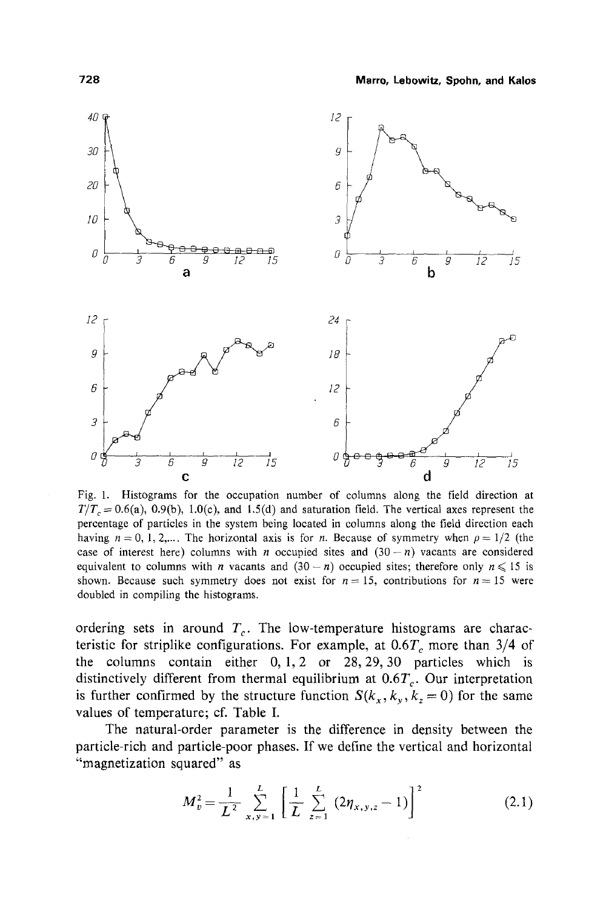Fig. 1. Histograms for the occupation number of columns along the field direction at $T/T_c = 0.6$(a), 0.9(b), 1.0(c), and 1.5(d) and saturation field. The vertical axes represent the percentage of particles in the system being located in columns along the field direction each having $n = 0, 1, 2,...$. The horizontal axis is for $n$. Because of symmetry when $\rho = 1/2$ (the case of interest here) columns with $n$ occupied sites and $(30 - n)$ vacants are considered equivalent to columns with $n$ vacants and $(30 - n)$ occupied sites; therefore only $n \leq 15$ is shown. Because such symmetry does not exist for $n = 15$, contributions for $n = 15$ were doubled in compiling the histograms.

ordering sets in around $T_c$. The low-temperature histograms are characteristic for striplike configurations. For example, at $0.6T_c$ more than 3/4 of the columns contain either 0, 1, 2 or 28, 29, 30 particles which is distinctively different from thermal equilibrium at $0.6T_c$. Our interpretation is further confirmed by the structure function $S(k_x, k_y, k_z = 0)$ for the same values of temperature; cf. Table I.

The natural-order parameter is the difference in density between the particle-rich and particle-poor phases. If we define the vertical and horizontal "magnetization squared" as

$$M_v^2 = \frac{1}{L^2} \sum_{x,y=1}^{L} \left[ \frac{1}{L} \sum_{z=1}^{L} (2\eta_{x,y,z} - 1) \right]^2 \tag{2.1}$$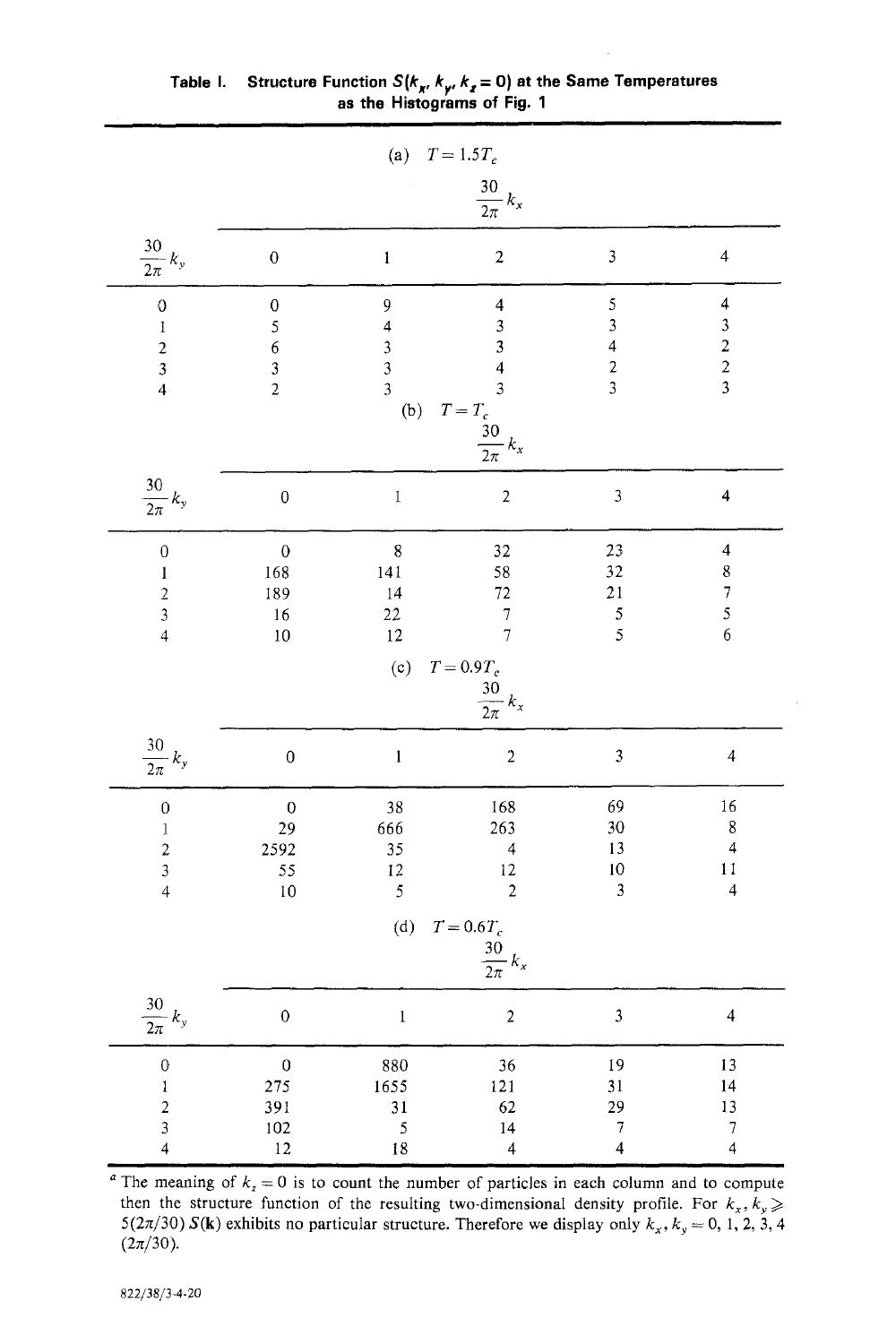**Table I. Structure Function $S(k_x, k_y, k_z = 0)$ at the Same Temperatures as the Histograms of Fig. 1**

(a) $T = 1.5T_c$

| $\frac{30}{2\pi} k_y$ \ $\frac{30}{2\pi} k_x$ | 0 | 1 | 2 | 3 | 4 |
|---|---|---|---|---|---|
| 0 | 0 | 9 | 4 | 5 | 4 |
| 1 | 5 | 4 | 3 | 3 | 3 |
| 2 | 6 | 3 | 3 | 4 | 2 |
| 3 | 3 | 3 | 4 | 2 | 2 |
| 4 | 2 | 3 | 3 | 3 | 3 |

(b) $T = T_c$

| $\frac{30}{2\pi} k_y$ \ $\frac{30}{2\pi} k_x$ | 0 | 1 | 2 | 3 | 4 |
|---|---|---|---|---|---|
| 0 | 0 | 8 | 32 | 23 | 4 |
| 1 | 168 | 141 | 58 | 32 | 8 |
| 2 | 189 | 14 | 72 | 21 | 7 |
| 3 | 16 | 22 | 7 | 5 | 5 |
| 4 | 10 | 12 | 7 | 5 | 6 |

(c) $T = 0.9T_c$

| $\frac{30}{2\pi} k_y$ \ $\frac{30}{2\pi} k_x$ | 0 | 1 | 2 | 3 | 4 |
|---|---|---|---|---|---|
| 0 | 0 | 38 | 168 | 69 | 16 |
| 1 | 29 | 666 | 263 | 30 | 8 |
| 2 | 2592 | 35 | 4 | 13 | 4 |
| 3 | 55 | 12 | 12 | 10 | 11 |
| 4 | 10 | 5 | 2 | 3 | 4 |

(d) $T = 0.6T_c$

| $\frac{30}{2\pi} k_y$ \ $\frac{30}{2\pi} k_x$ | 0 | 1 | 2 | 3 | 4 |
|---|---|---|---|---|---|
| 0 | 0 | 880 | 36 | 19 | 13 |
| 1 | 275 | 1655 | 121 | 31 | 14 |
| 2 | 391 | 31 | 62 | 29 | 13 |
| 3 | 102 | 5 | 14 | 7 | 7 |
| 4 | 12 | 18 | 4 | 4 | 4 |

[a] The meaning of $k_z = 0$ is to count the number of particles in each column and to compute then the structure function of the resulting two-dimensional density profile. For $k_x, k_y \geqslant 5(2\pi/30)$ $S(\mathbf{k})$ exhibits no particular structure. Therefore we display only $k_x, k_y = 0, 1, 2, 3, 4$ $(2\pi/30)$.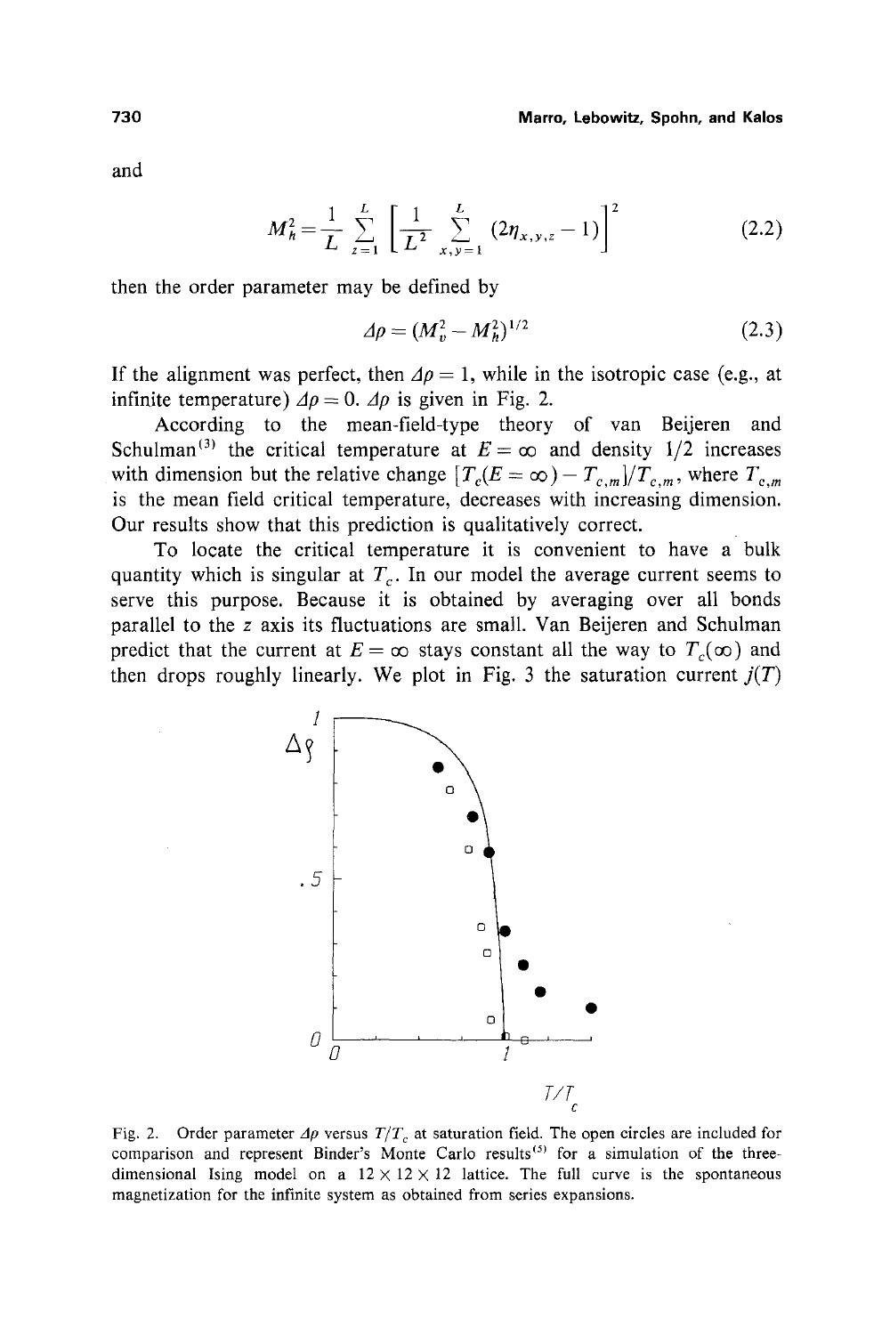and

$$M_h^2 = \frac{1}{L} \sum_{z=1}^{L} \left[ \frac{1}{L^2} \sum_{x,y=1}^{L} (2\eta_{x,y,z} - 1) \right]^2 \tag{2.2}$$

then the order parameter may be defined by

$$\Delta\rho = (M_v^2 - M_h^2)^{1/2} \tag{2.3}$$

If the alignment was perfect, then $\Delta\rho = 1$, while in the isotropic case (e.g., at infinite temperature) $\Delta\rho = 0$. $\Delta\rho$ is given in Fig. 2.

According to the mean-field-type theory of van Beijeren and Schulman[3] the critical temperature at $E = \infty$ and density 1/2 increases with dimension but the relative change $[T_c(E = \infty) - T_{c,m}]/T_{c,m}$, where $T_{c,m}$ is the mean field critical temperature, decreases with increasing dimension. Our results show that this prediction is qualitatively correct.

To locate the critical temperature it is convenient to have a bulk quantity which is singular at $T_c$. In our model the average current seems to serve this purpose. Because it is obtained by averaging over all bonds parallel to the $z$ axis its fluctuations are small. Van Beijeren and Schulman predict that the current at $E = \infty$ stays constant all the way to $T_c(\infty)$ and then drops roughly linearly. We plot in Fig. 3 the saturation current $j(T)$

Fig. 2. Order parameter $\Delta\rho$ versus $T/T_c$ at saturation field. The open circles are included for comparison and represent Binder's Monte Carlo results[5] for a simulation of the three-dimensional Ising model on a $12 \times 12 \times 12$ lattice. The full curve is the spontaneous magnetization for the infinite system as obtained from series expansions.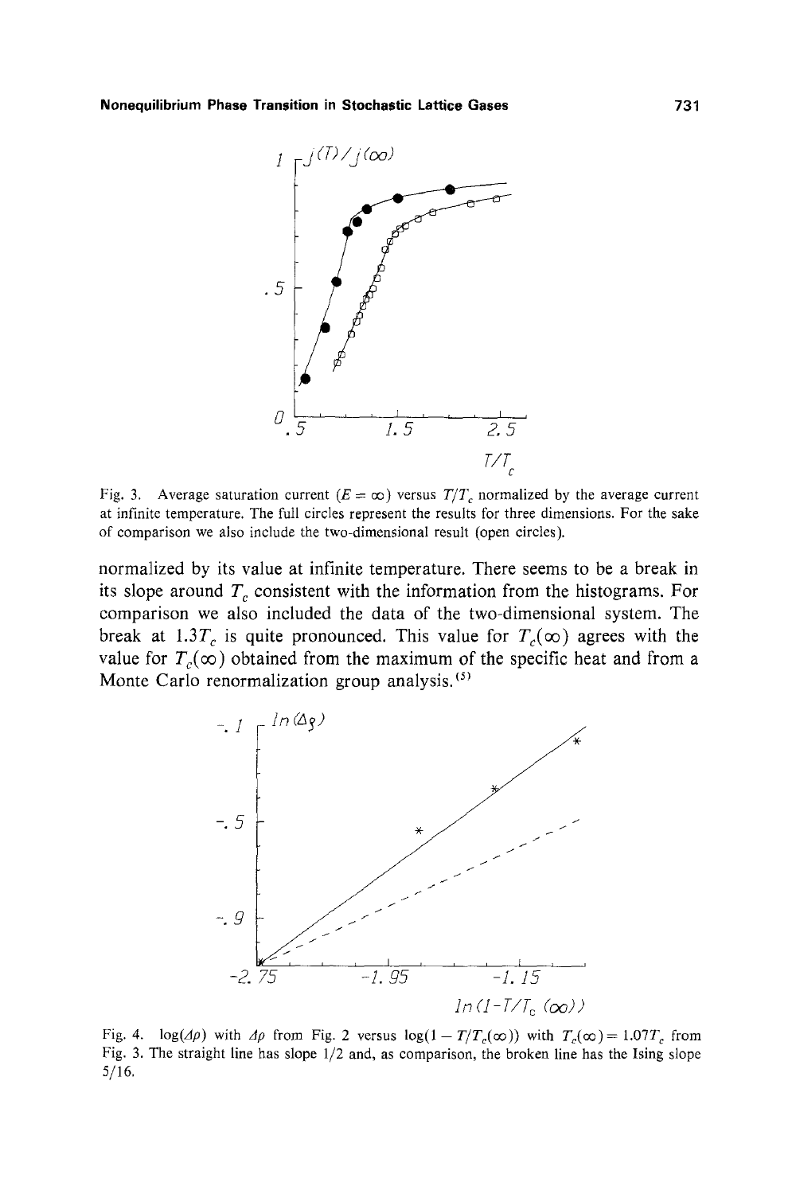Fig. 3. Average saturation current ($E = \infty$) versus $T/T_c$ normalized by the average current at infinite temperature. The full circles represent the results for three dimensions. For the sake of comparison we also include the two-dimensional result (open circles).

normalized by its value at infinite temperature. There seems to be a break in its slope around $T_c$ consistent with the information from the histograms. For comparison we also included the data of the two-dimensional system. The break at $1.3T_c$ is quite pronounced. This value for $T_c(\infty)$ agrees with the value for $T_c(\infty)$ obtained from the maximum of the specific heat and from a Monte Carlo renormalization group analysis.[5]

Fig. 4. $\log(\Delta\rho)$ with $\Delta\rho$ from Fig. 2 versus $\log(1 - T/T_c(\infty))$ with $T_c(\infty) = 1.07T_c$ from Fig. 3. The straight line has slope 1/2 and, as comparison, the broken line has the Ising slope 5/16.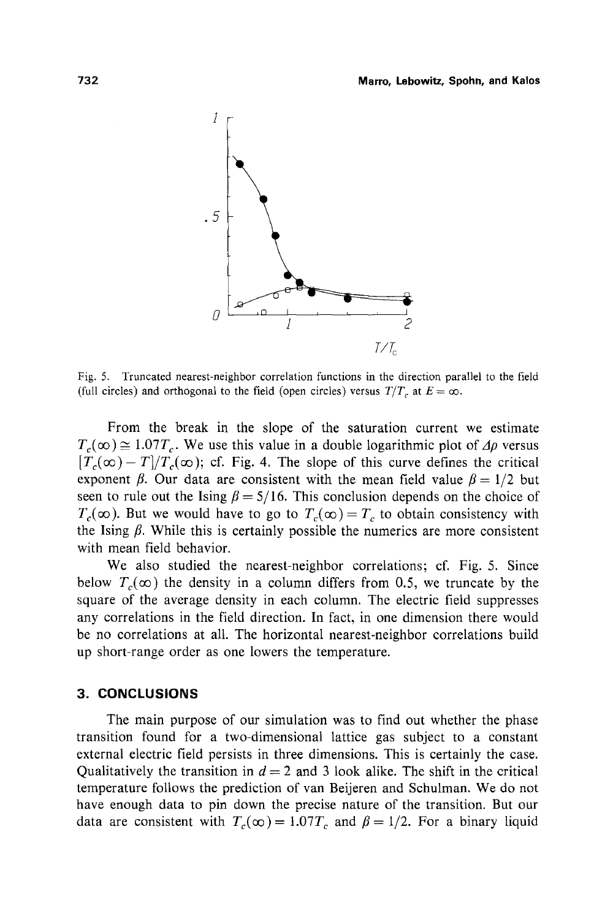Fig. 5. Truncated nearest-neighbor correlation functions in the direction parallel to the field (full circles) and orthogonal to the field (open circles) versus $T/T_c$ at $E = \infty$.

From the break in the slope of the saturation current we estimate $T_c(\infty) \cong 1.07T_c$. We use this value in a double logarithmic plot of $\Delta\rho$ versus $[T_c(\infty) - T]/T_c(\infty)$; cf. Fig. 4. The slope of this curve defines the critical exponent $\beta$. Our data are consistent with the mean field value $\beta = 1/2$ but seen to rule out the Ising $\beta = 5/16$. This conclusion depends on the choice of $T_c(\infty)$. But we would have to go to $T_c(\infty) = T_c$ to obtain consistency with the Ising $\beta$. While this is certainly possible the numerics are more consistent with mean field behavior.

We also studied the nearest-neighbor correlations; cf. Fig. 5. Since below $T_c(\infty)$ the density in a column differs from 0.5, we truncate by the square of the average density in each column. The electric field suppresses any correlations in the field direction. In fact, in one dimension there would be no correlations at all. The horizontal nearest-neighbor correlations build up short-range order as one lowers the temperature.

## 3. CONCLUSIONS

The main purpose of our simulation was to find out whether the phase transition found for a two-dimensional lattice gas subject to a constant external electric field persists in three dimensions. This is certainly the case. Qualitatively the transition in $d = 2$ and 3 look alike. The shift in the critical temperature follows the prediction of van Beijeren and Schulman. We do not have enough data to pin down the precise nature of the transition. But our data are consistent with $T_c(\infty) = 1.07T_c$ and $\beta = 1/2$. For a binary liquid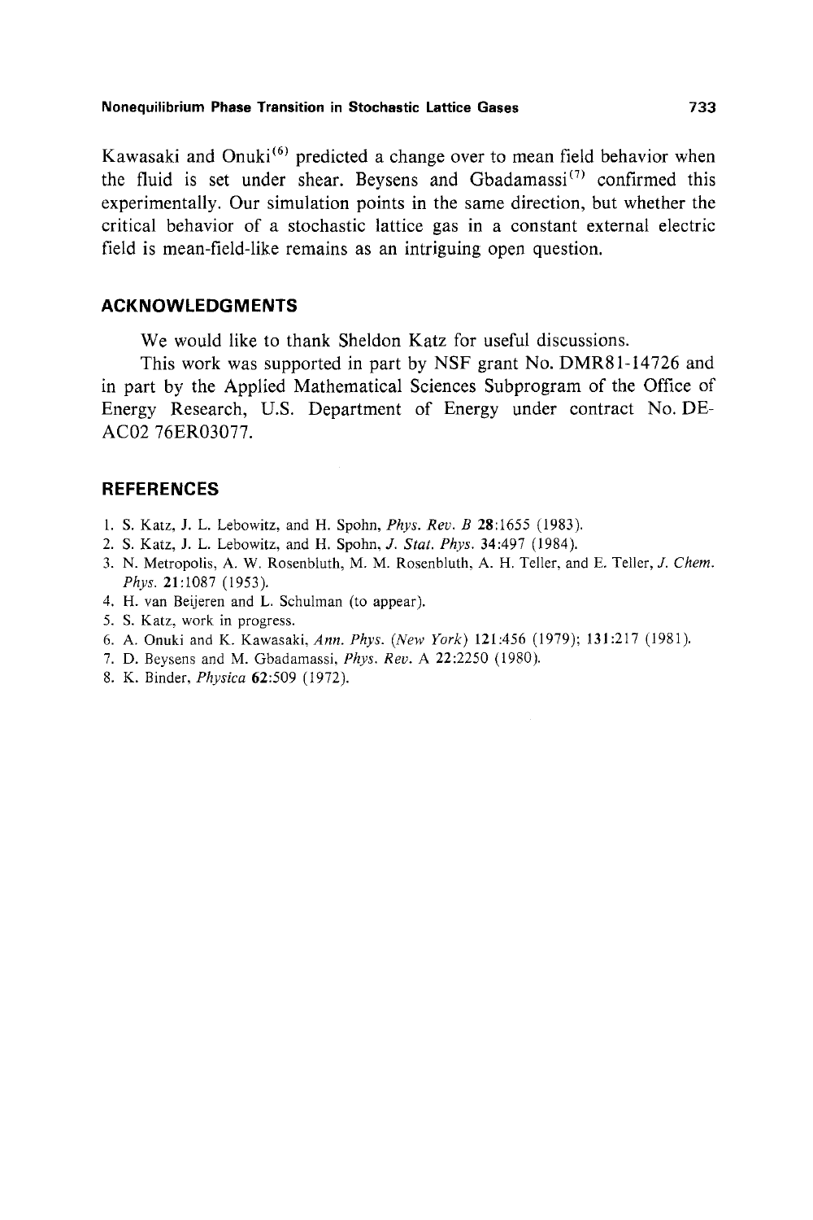Kawasaki and Onuki[6] predicted a change over to mean field behavior when the fluid is set under shear. Beysens and Gbadamassi[7] confirmed this experimentally. Our simulation points in the same direction, but whether the critical behavior of a stochastic lattice gas in a constant external electric field is mean-field-like remains as an intriguing open question.

## ACKNOWLEDGMENTS

We would like to thank Sheldon Katz for useful discussions.

This work was supported in part by NSF grant No. DMR81-14726 and in part by the Applied Mathematical Sciences Subprogram of the Office of Energy Research, U.S. Department of Energy under contract No. DE-AC02 76ER03077.

## REFERENCES

1. S. Katz, J. L. Lebowitz, and H. Spohn, *Phys. Rev. B* **28**:1655 (1983).
2. S. Katz, J. L. Lebowitz, and H. Spohn, *J. Stat. Phys.* **34**:497 (1984).
3. N. Metropolis, A. W. Rosenbluth, M. M. Rosenbluth, A. H. Teller, and E. Teller, *J. Chem. Phys.* **21**:1087 (1953).
4. H. van Beijeren and L. Schulman (to appear).
5. S. Katz, work in progress.
6. A. Onuki and K. Kawasaki, *Ann. Phys. (New York)* **121**:456 (1979); **131**:217 (1981).
7. D. Beysens and M. Gbadamassi, *Phys. Rev.* A **22**:2250 (1980).
8. K. Binder, *Physica* **62**:509 (1972).